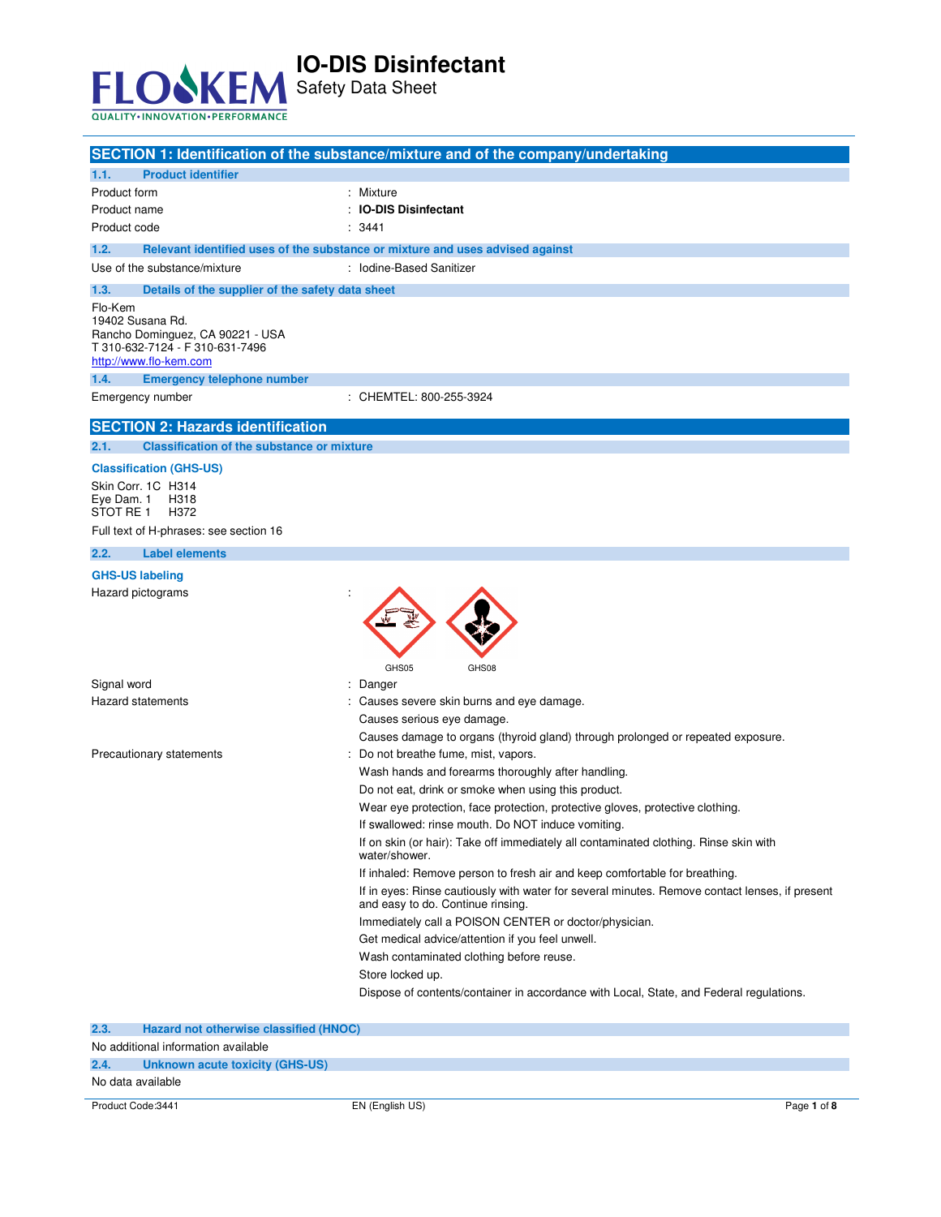# IO-DIS Disinfectant

Safety Data Sheet

## SECTION 1: Identification of the substance/mixture and of the company/undertaking

### 1.1. Product identifier

Product form : Mixture

Product name : **IO-DIS Disinfectant**

Product code : 3441

### 1.2. Relevant identified uses of the substance or mixture and uses advised against

Use of the substance/mixture : Iodine-Based Sanitizer

### 1.3. Details of the supplier of the safety data sheet

Flo-Kem
19402 Susana Rd.
Rancho Dominguez, CA 90221 - USA
T 310-632-7124 - F 310-631-7496
http://www.flo-kem.com

### 1.4. Emergency telephone number

Emergency number : CHEMTEL: 800-255-3924

## SECTION 2: Hazards identification

### 2.1. Classification of the substance or mixture

**Classification (GHS-US)**

Skin Corr. 1C H314
Eye Dam. 1 H318
STOT RE 1 H372

Full text of H-phrases: see section 16

### 2.2. Label elements

**GHS-US labeling**

Hazard pictograms :

GHS05 GHS08

Signal word : Danger

Hazard statements : Causes severe skin burns and eye damage.
Causes serious eye damage.
Causes damage to organs (thyroid gland) through prolonged or repeated exposure.

Precautionary statements : Do not breathe fume, mist, vapors.
Wash hands and forearms thoroughly after handling.
Do not eat, drink or smoke when using this product.
Wear eye protection, face protection, protective gloves, protective clothing.
If swallowed: rinse mouth. Do NOT induce vomiting.
If on skin (or hair): Take off immediately all contaminated clothing. Rinse skin with water/shower.
If inhaled: Remove person to fresh air and keep comfortable for breathing.
If in eyes: Rinse cautiously with water for several minutes. Remove contact lenses, if present and easy to do. Continue rinsing.
Immediately call a POISON CENTER or doctor/physician.
Get medical advice/attention if you feel unwell.
Wash contaminated clothing before reuse.
Store locked up.
Dispose of contents/container in accordance with Local, State, and Federal regulations.

### 2.3. Hazard not otherwise classified (HNOC)

No additional information available

### 2.4. Unknown acute toxicity (GHS-US)

No data available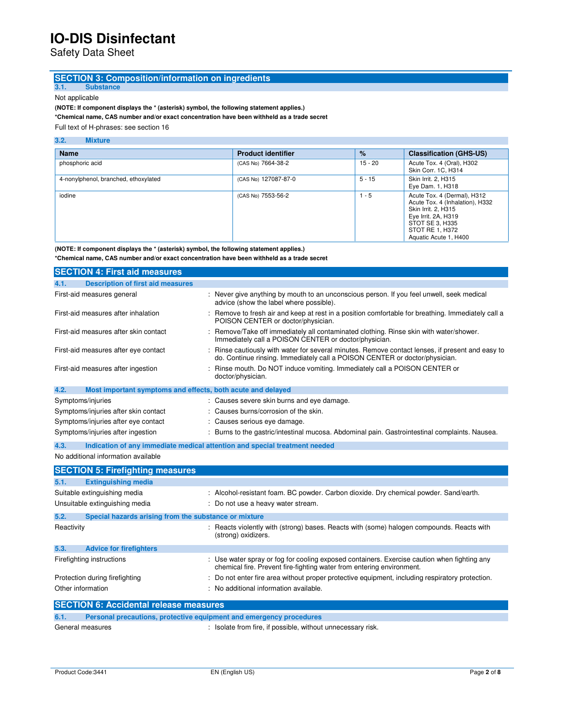## SECTION 3: Composition/information on ingredients

### 3.1. Substance

Not applicable

**(NOTE: If component displays the * (asterisk) symbol, the following statement applies.)**

***Chemical name, CAS number and/or exact concentration have been withheld as a trade secret**

Full text of H-phrases: see section 16

### 3.2. Mixture

| Name | Product identifier | % | Classification (GHS-US) |
|---|---|---|---|
| phosphoric acid | (CAS No) 7664-38-2 | 15 - 20 | Acute Tox. 4 (Oral), H302<br>Skin Corr. 1C, H314 |
| 4-nonylphenol, branched, ethoxylated | (CAS No) 127087-87-0 | 5 - 15 | Skin Irrit. 2, H315<br>Eye Dam. 1, H318 |
| iodine | (CAS No) 7553-56-2 | 1 - 5 | Acute Tox. 4 (Dermal), H312<br>Acute Tox. 4 (Inhalation), H332<br>Skin Irrit. 2, H315<br>Eye Irrit. 2A, H319<br>STOT SE 3, H335<br>STOT RE 1, H372<br>Aquatic Acute 1, H400 |

**(NOTE: If component displays the * (asterisk) symbol, the following statement applies.)**

***Chemical name, CAS number and/or exact concentration have been withheld as a trade secret**

## SECTION 4: First aid measures

### 4.1. Description of first aid measures

First-aid measures general : Never give anything by mouth to an unconscious person. If you feel unwell, seek medical advice (show the label where possible).

First-aid measures after inhalation : Remove to fresh air and keep at rest in a position comfortable for breathing. Immediately call a POISON CENTER or doctor/physician.

First-aid measures after skin contact : Remove/Take off immediately all contaminated clothing. Rinse skin with water/shower. Immediately call a POISON CENTER or doctor/physician.

First-aid measures after eye contact : Rinse cautiously with water for several minutes. Remove contact lenses, if present and easy to do. Continue rinsing. Immediately call a POISON CENTER or doctor/physician.

First-aid measures after ingestion : Rinse mouth. Do NOT induce vomiting. Immediately call a POISON CENTER or doctor/physician.

### 4.2. Most important symptoms and effects, both acute and delayed

Symptoms/injuries : Causes severe skin burns and eye damage.

Symptoms/injuries after skin contact : Causes burns/corrosion of the skin.

Symptoms/injuries after eye contact : Causes serious eye damage.

Symptoms/injuries after ingestion : Burns to the gastric/intestinal mucosa. Abdominal pain. Gastrointestinal complaints. Nausea.

### 4.3. Indication of any immediate medical attention and special treatment needed

No additional information available

## SECTION 5: Firefighting measures

### 5.1. Extinguishing media

Suitable extinguishing media : Alcohol-resistant foam. BC powder. Carbon dioxide. Dry chemical powder. Sand/earth.

Unsuitable extinguishing media : Do not use a heavy water stream.

### 5.2. Special hazards arising from the substance or mixture

Reactivity : Reacts violently with (strong) bases. Reacts with (some) halogen compounds. Reacts with (strong) oxidizers.

### 5.3. Advice for firefighters

Firefighting instructions : Use water spray or fog for cooling exposed containers. Exercise caution when fighting any chemical fire. Prevent fire-fighting water from entering environment.

Protection during firefighting : Do not enter fire area without proper protective equipment, including respiratory protection.

Other information : No additional information available.

## SECTION 6: Accidental release measures

### 6.1. Personal precautions, protective equipment and emergency procedures

General measures : Isolate from fire, if possible, without unnecessary risk.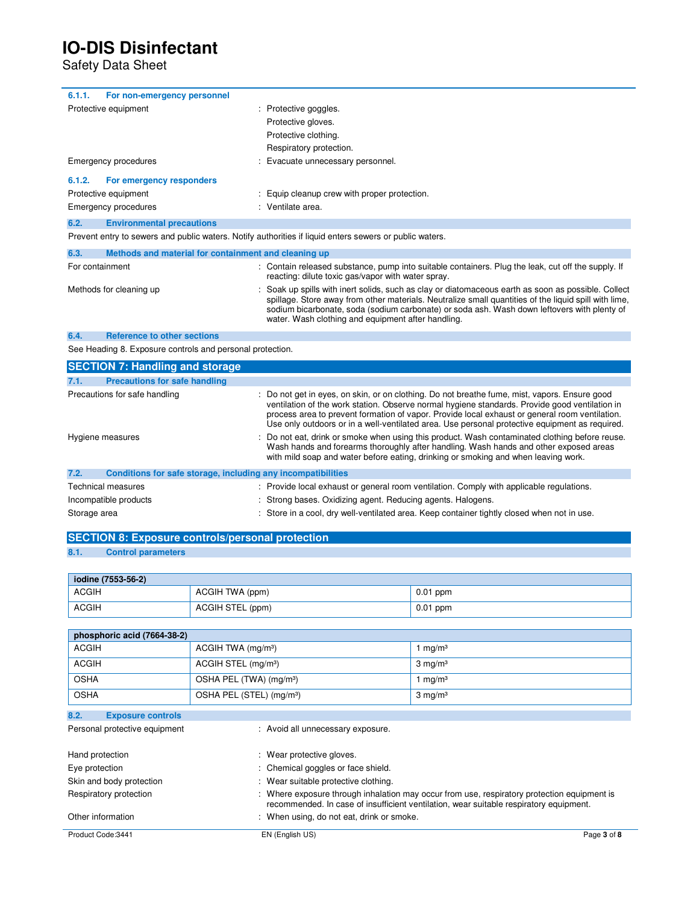#### 6.1.1. For non-emergency personnel

| | |
|---|---|
| Protective equipment | : Protective goggles.<br>Protective gloves.<br>Protective clothing.<br>Respiratory protection. |
| Emergency procedures | : Evacuate unnecessary personnel. |

#### 6.1.2. For emergency responders

| | |
|---|---|
| Protective equipment | : Equip cleanup crew with proper protection. |
| Emergency procedures | : Ventilate area. |

### 6.2. Environmental precautions

Prevent entry to sewers and public waters. Notify authorities if liquid enters sewers or public waters.

### 6.3. Methods and material for containment and cleaning up

| | |
|---|---|
| For containment | : Contain released substance, pump into suitable containers. Plug the leak, cut off the supply. If reacting: dilute toxic gas/vapor with water spray. |
| Methods for cleaning up | : Soak up spills with inert solids, such as clay or diatomaceous earth as soon as possible. Collect spillage. Store away from other materials. Neutralize small quantities of the liquid spill with lime, sodium bicarbonate, soda (sodium carbonate) or soda ash. Wash down leftovers with plenty of water. Wash clothing and equipment after handling. |

### 6.4. Reference to other sections

See Heading 8. Exposure controls and personal protection.

## SECTION 7: Handling and storage

### 7.1. Precautions for safe handling

| | |
|---|---|
| Precautions for safe handling | : Do not get in eyes, on skin, or on clothing. Do not breathe fume, mist, vapors. Ensure good ventilation of the work station. Observe normal hygiene standards. Provide good ventilation in process area to prevent formation of vapor. Provide local exhaust or general room ventilation. Use only outdoors or in a well-ventilated area. Use personal protective equipment as required. |
| Hygiene measures | : Do not eat, drink or smoke when using this product. Wash contaminated clothing before reuse. Wash hands and forearms thoroughly after handling. Wash hands and other exposed areas with mild soap and water before eating, drinking or smoking and when leaving work. |

### 7.2. Conditions for safe storage, including any incompatibilities

| | |
|---|---|
| Technical measures | : Provide local exhaust or general room ventilation. Comply with applicable regulations. |
| Incompatible products | : Strong bases. Oxidizing agent. Reducing agents. Halogens. |
| Storage area | : Store in a cool, dry well-ventilated area. Keep container tightly closed when not in use. |

## SECTION 8: Exposure controls/personal protection

### 8.1. Control parameters

| iodine (7553-56-2) | | |
|---|---|---|
| ACGIH | ACGIH TWA (ppm) | 0.01 ppm |
| ACGIH | ACGIH STEL (ppm) | 0.01 ppm |

| phosphoric acid (7664-38-2) | | |
|---|---|---|
| ACGIH | ACGIH TWA (mg/m³) | 1 mg/m³ |
| ACGIH | ACGIH STEL (mg/m³) | 3 mg/m³ |
| OSHA | OSHA PEL (TWA) (mg/m³) | 1 mg/m³ |
| OSHA | OSHA PEL (STEL) (mg/m³) | 3 mg/m³ |

### 8.2. Exposure controls

| | |
|---|---|
| Personal protective equipment | : Avoid all unnecessary exposure. |
| Hand protection | : Wear protective gloves. |
| Eye protection | : Chemical goggles or face shield. |
| Skin and body protection | : Wear suitable protective clothing. |
| Respiratory protection | : Where exposure through inhalation may occur from use, respiratory protection equipment is recommended. In case of insufficient ventilation, wear suitable respiratory equipment. |
| Other information | : When using, do not eat, drink or smoke. |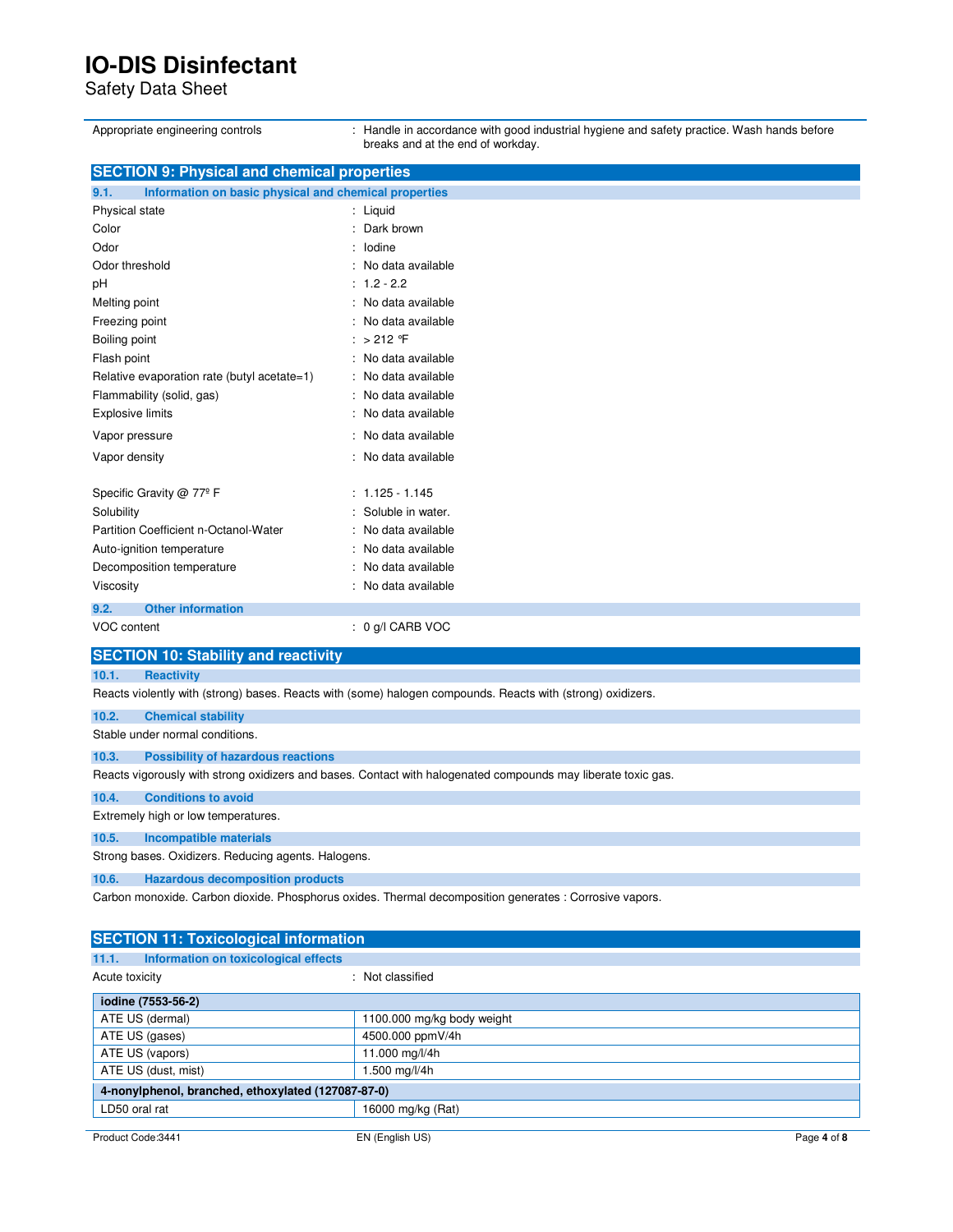| | |
|---|---|
| Appropriate engineering controls | : Handle in accordance with good industrial hygiene and safety practice. Wash hands before breaks and at the end of workday. |

## SECTION 9: Physical and chemical properties

### 9.1. Information on basic physical and chemical properties

| | |
|---|---|
| Physical state | : Liquid |
| Color | : Dark brown |
| Odor | : Iodine |
| Odor threshold | : No data available |
| pH | : 1.2 - 2.2 |
| Melting point | : No data available |
| Freezing point | : No data available |
| Boiling point | : > 212 °F |
| Flash point | : No data available |
| Relative evaporation rate (butyl acetate=1) | : No data available |
| Flammability (solid, gas) | : No data available |
| Explosive limits | : No data available |
| Vapor pressure | : No data available |
| Vapor density | : No data available |
| Specific Gravity @ 77º F | : 1.125 - 1.145 |
| Solubility | : Soluble in water. |
| Partition Coefficient n-Octanol-Water | : No data available |
| Auto-ignition temperature | : No data available |
| Decomposition temperature | : No data available |
| Viscosity | : No data available |

### 9.2. Other information

| | |
|---|---|
| VOC content | : 0 g/l CARB VOC |

## SECTION 10: Stability and reactivity

### 10.1. Reactivity

Reacts violently with (strong) bases. Reacts with (some) halogen compounds. Reacts with (strong) oxidizers.

### 10.2. Chemical stability

Stable under normal conditions.

### 10.3. Possibility of hazardous reactions

Reacts vigorously with strong oxidizers and bases. Contact with halogenated compounds may liberate toxic gas.

### 10.4. Conditions to avoid

Extremely high or low temperatures.

### 10.5. Incompatible materials

Strong bases. Oxidizers. Reducing agents. Halogens.

### 10.6. Hazardous decomposition products

Carbon monoxide. Carbon dioxide. Phosphorus oxides. Thermal decomposition generates : Corrosive vapors.

## SECTION 11: Toxicological information

### 11.1. Information on toxicological effects

| | |
|---|---|
| Acute toxicity | : Not classified |

| **iodine (7553-56-2)** | |
|---|---|
| ATE US (dermal) | 1100.000 mg/kg body weight |
| ATE US (gases) | 4500.000 ppmV/4h |
| ATE US (vapors) | 11.000 mg/l/4h |
| ATE US (dust, mist) | 1.500 mg/l/4h |
| **4-nonylphenol, branched, ethoxylated (127087-87-0)** | |
| LD50 oral rat | 16000 mg/kg (Rat) |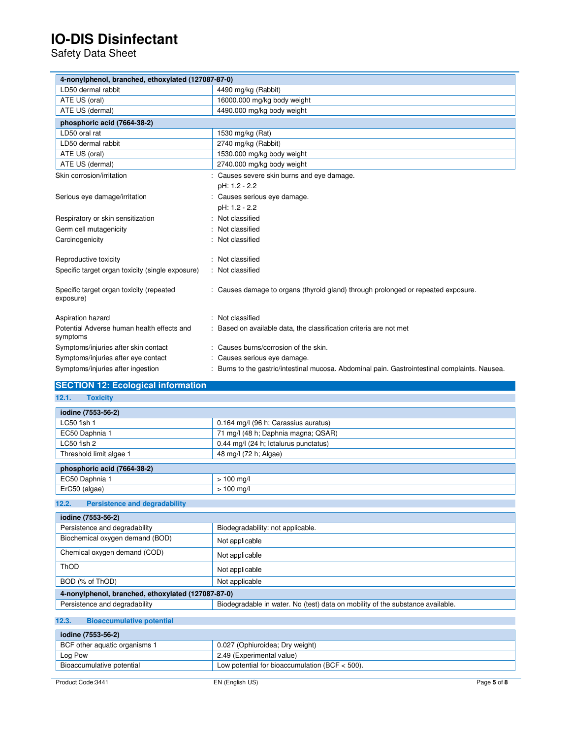| 4-nonylphenol, branched, ethoxylated (127087-87-0) | |
|---|---|
| LD50 dermal rabbit | 4490 mg/kg (Rabbit) |
| ATE US (oral) | 16000.000 mg/kg body weight |
| ATE US (dermal) | 4490.000 mg/kg body weight |

| phosphoric acid (7664-38-2) | |
|---|---|
| LD50 oral rat | 1530 mg/kg (Rat) |
| LD50 dermal rabbit | 2740 mg/kg (Rabbit) |
| ATE US (oral) | 1530.000 mg/kg body weight |
| ATE US (dermal) | 2740.000 mg/kg body weight |

Skin corrosion/irritation : Causes severe skin burns and eye damage.
pH: 1.2 - 2.2

Serious eye damage/irritation : Causes serious eye damage.
pH: 1.2 - 2.2

Respiratory or skin sensitization : Not classified

Germ cell mutagenicity : Not classified

Carcinogenicity : Not classified

Reproductive toxicity : Not classified

Specific target organ toxicity (single exposure) : Not classified

Specific target organ toxicity (repeated exposure) : Causes damage to organs (thyroid gland) through prolonged or repeated exposure.

Aspiration hazard : Not classified

Potential Adverse human health effects and symptoms : Based on available data, the classification criteria are not met

Symptoms/injuries after skin contact : Causes burns/corrosion of the skin.

Symptoms/injuries after eye contact : Causes serious eye damage.

Symptoms/injuries after ingestion : Burns to the gastric/intestinal mucosa. Abdominal pain. Gastrointestinal complaints. Nausea.

## SECTION 12: Ecological information

### 12.1. Toxicity

| iodine (7553-56-2) | |
|---|---|
| LC50 fish 1 | 0.164 mg/l (96 h; Carassius auratus) |
| EC50 Daphnia 1 | 71 mg/l (48 h; Daphnia magna; QSAR) |
| LC50 fish 2 | 0.44 mg/l (24 h; Ictalurus punctatus) |
| Threshold limit algae 1 | 48 mg/l (72 h; Algae) |

| phosphoric acid (7664-38-2) | |
|---|---|
| EC50 Daphnia 1 | > 100 mg/l |
| ErC50 (algae) | > 100 mg/l |

### 12.2. Persistence and degradability

| iodine (7553-56-2) | |
|---|---|
| Persistence and degradability | Biodegradability: not applicable. |
| Biochemical oxygen demand (BOD) | Not applicable |
| Chemical oxygen demand (COD) | Not applicable |
| ThOD | Not applicable |
| BOD (% of ThOD) | Not applicable |

| 4-nonylphenol, branched, ethoxylated (127087-87-0) | |
|---|---|
| Persistence and degradability | Biodegradable in water. No (test) data on mobility of the substance available. |

### 12.3. Bioaccumulative potential

| iodine (7553-56-2) | |
|---|---|
| BCF other aquatic organisms 1 | 0.027 (Ophiuroidea; Dry weight) |
| Log Pow | 2.49 (Experimental value) |
| Bioaccumulative potential | Low potential for bioaccumulation (BCF < 500). |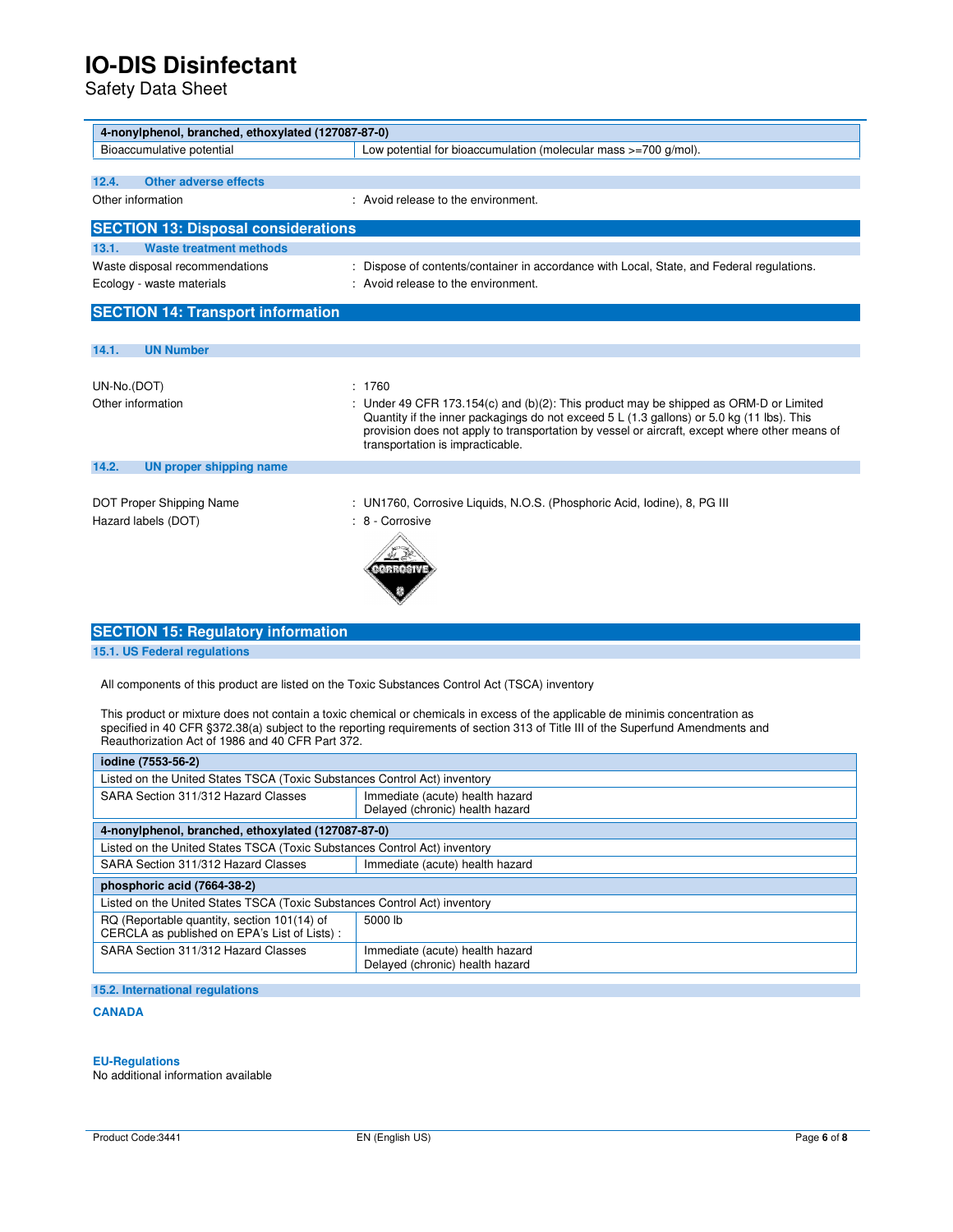| 4-nonylphenol, branched, ethoxylated (127087-87-0) | |
|---|---|
| Bioaccumulative potential | Low potential for bioaccumulation (molecular mass >=700 g/mol). |

### 12.4. Other adverse effects

Other information : Avoid release to the environment.

## SECTION 13: Disposal considerations

### 13.1. Waste treatment methods

Waste disposal recommendations : Dispose of contents/container in accordance with Local, State, and Federal regulations.

Ecology - waste materials : Avoid release to the environment.

## SECTION 14: Transport information

### 14.1. UN Number

UN-No.(DOT) : 1760

Other information : Under 49 CFR 173.154(c) and (b)(2): This product may be shipped as ORM-D or Limited Quantity if the inner packagings do not exceed 5 L (1.3 gallons) or 5.0 kg (11 lbs). This provision does not apply to transportation by vessel or aircraft, except where other means of transportation is impracticable.

### 14.2. UN proper shipping name

DOT Proper Shipping Name : UN1760, Corrosive Liquids, N.O.S. (Phosphoric Acid, Iodine), 8, PG III

Hazard labels (DOT) : 8 - Corrosive

## SECTION 15: Regulatory information

### 15.1. US Federal regulations

All components of this product are listed on the Toxic Substances Control Act (TSCA) inventory

This product or mixture does not contain a toxic chemical or chemicals in excess of the applicable de minimis concentration as specified in 40 CFR §372.38(a) subject to the reporting requirements of section 313 of Title III of the Superfund Amendments and Reauthorization Act of 1986 and 40 CFR Part 372.

| Iodine (7553-56-2) | |
|---|---|
| Listed on the United States TSCA (Toxic Substances Control Act) inventory | |
| SARA Section 311/312 Hazard Classes | Immediate (acute) health hazard<br>Delayed (chronic) health hazard |

| 4-nonylphenol, branched, ethoxylated (127087-87-0) | |
|---|---|
| Listed on the United States TSCA (Toxic Substances Control Act) inventory | |
| SARA Section 311/312 Hazard Classes | Immediate (acute) health hazard |

| phosphoric acid (7664-38-2) | |
|---|---|
| Listed on the United States TSCA (Toxic Substances Control Act) inventory | |
| RQ (Reportable quantity, section 101(14) of CERCLA as published on EPA's List of Lists) : | 5000 lb |
| SARA Section 311/312 Hazard Classes | Immediate (acute) health hazard<br>Delayed (chronic) health hazard |

### 15.2. International regulations

**CANADA**

**EU-Regulations**

No additional information available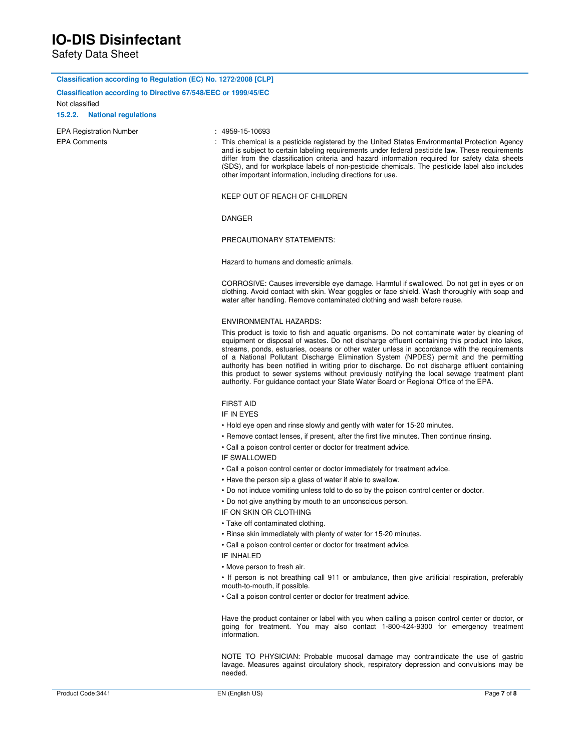**Classification according to Regulation (EC) No. 1272/2008 [CLP]**

**Classification according to Directive 67/548/EEC or 1999/45/EC**

Not classified

### 15.2.2. National regulations

EPA Registration Number : 4959-15-10693

EPA Comments : This chemical is a pesticide registered by the United States Environmental Protection Agency and is subject to certain labeling requirements under federal pesticide law. These requirements differ from the classification criteria and hazard information required for safety data sheets (SDS), and for workplace labels of non-pesticide chemicals. The pesticide label also includes other important information, including directions for use.

KEEP OUT OF REACH OF CHILDREN

DANGER

PRECAUTIONARY STATEMENTS:

Hazard to humans and domestic animals.

CORROSIVE: Causes irreversible eye damage. Harmful if swallowed. Do not get in eyes or on clothing. Avoid contact with skin. Wear goggles or face shield. Wash thoroughly with soap and water after handling. Remove contaminated clothing and wash before reuse.

ENVIRONMENTAL HAZARDS:

This product is toxic to fish and aquatic organisms. Do not contaminate water by cleaning of equipment or disposal of wastes. Do not discharge effluent containing this product into lakes, streams, ponds, estuaries, oceans or other water unless in accordance with the requirements of a National Pollutant Discharge Elimination System (NPDES) permit and the permitting authority has been notified in writing prior to discharge. Do not discharge effluent containing this product to sewer systems without previously notifying the local sewage treatment plant authority. For guidance contact your State Water Board or Regional Office of the EPA.

FIRST AID

IF IN EYES

- Hold eye open and rinse slowly and gently with water for 15-20 minutes.
- Remove contact lenses, if present, after the first five minutes. Then continue rinsing.
- Call a poison control center or doctor for treatment advice.

IF SWALLOWED

- Call a poison control center or doctor immediately for treatment advice.
- Have the person sip a glass of water if able to swallow.
- Do not induce vomiting unless told to do so by the poison control center or doctor.
- Do not give anything by mouth to an unconscious person.

IF ON SKIN OR CLOTHING

- Take off contaminated clothing.
- Rinse skin immediately with plenty of water for 15-20 minutes.
- Call a poison control center or doctor for treatment advice.

IF INHALED

- Move person to fresh air.
- If person is not breathing call 911 or ambulance, then give artificial respiration, preferably mouth-to-mouth, if possible.
- Call a poison control center or doctor for treatment advice.

Have the product container or label with you when calling a poison control center or doctor, or going for treatment. You may also contact 1-800-424-9300 for emergency treatment information.

NOTE TO PHYSICIAN: Probable mucosal damage may contraindicate the use of gastric lavage. Measures against circulatory shock, respiratory depression and convulsions may be needed.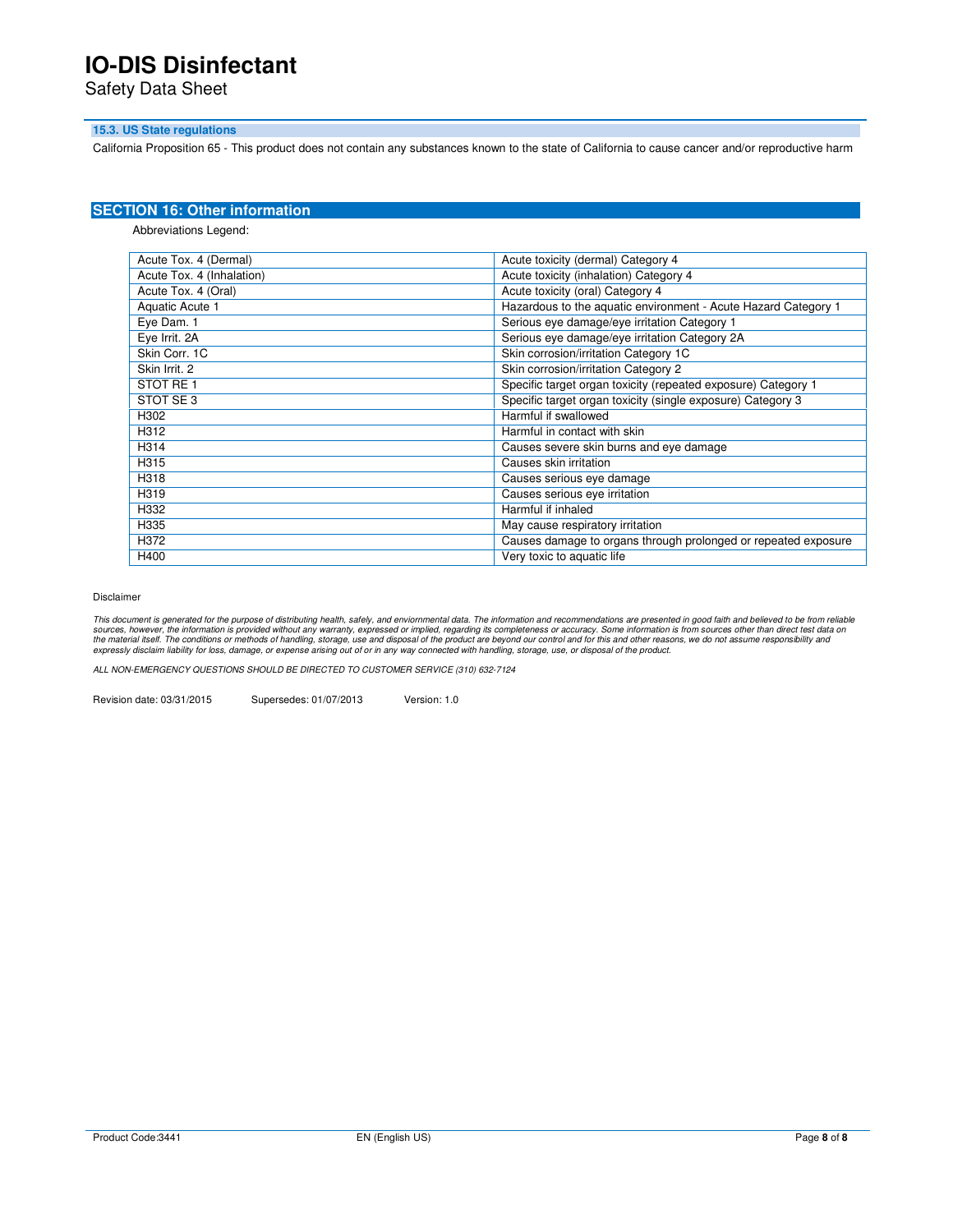### 15.3. US State regulations

California Proposition 65 - This product does not contain any substances known to the state of California to cause cancer and/or reproductive harm

## SECTION 16: Other information

Abbreviations Legend:

| | |
|---|---|
| Acute Tox. 4 (Dermal) | Acute toxicity (dermal) Category 4 |
| Acute Tox. 4 (Inhalation) | Acute toxicity (inhalation) Category 4 |
| Acute Tox. 4 (Oral) | Acute toxicity (oral) Category 4 |
| Aquatic Acute 1 | Hazardous to the aquatic environment - Acute Hazard Category 1 |
| Eye Dam. 1 | Serious eye damage/eye irritation Category 1 |
| Eye Irrit. 2A | Serious eye damage/eye irritation Category 2A |
| Skin Corr. 1C | Skin corrosion/irritation Category 1C |
| Skin Irrit. 2 | Skin corrosion/irritation Category 2 |
| STOT RE 1 | Specific target organ toxicity (repeated exposure) Category 1 |
| STOT SE 3 | Specific target organ toxicity (single exposure) Category 3 |
| H302 | Harmful if swallowed |
| H312 | Harmful in contact with skin |
| H314 | Causes severe skin burns and eye damage |
| H315 | Causes skin irritation |
| H318 | Causes serious eye damage |
| H319 | Causes serious eye irritation |
| H332 | Harmful if inhaled |
| H335 | May cause respiratory irritation |
| H372 | Causes damage to organs through prolonged or repeated exposure |
| H400 | Very toxic to aquatic life |

Disclaimer

*This document is generated for the purpose of distributing health, safely, and enviornmental data. The information and recommendations are presented in good faith and believed to be from reliable sources, however, the information is provided without any warranty, expressed or implied, regarding its completeness or accuracy. Some information is from sources other than direct test data on the material itself. The conditions or methods of handling, storage, use and disposal of the product are beyond our control and for this and other reasons, we do not assume responsibility and expressly disclaim liability for loss, damage, or expense arising out of or in any way connected with handling, storage, use, or disposal of the product.*

*ALL NON-EMERGENCY QUESTIONS SHOULD BE DIRECTED TO CUSTOMER SERVICE (310) 632-7124*

Revision date: 03/31/2015 Supersedes: 01/07/2013 Version: 1.0